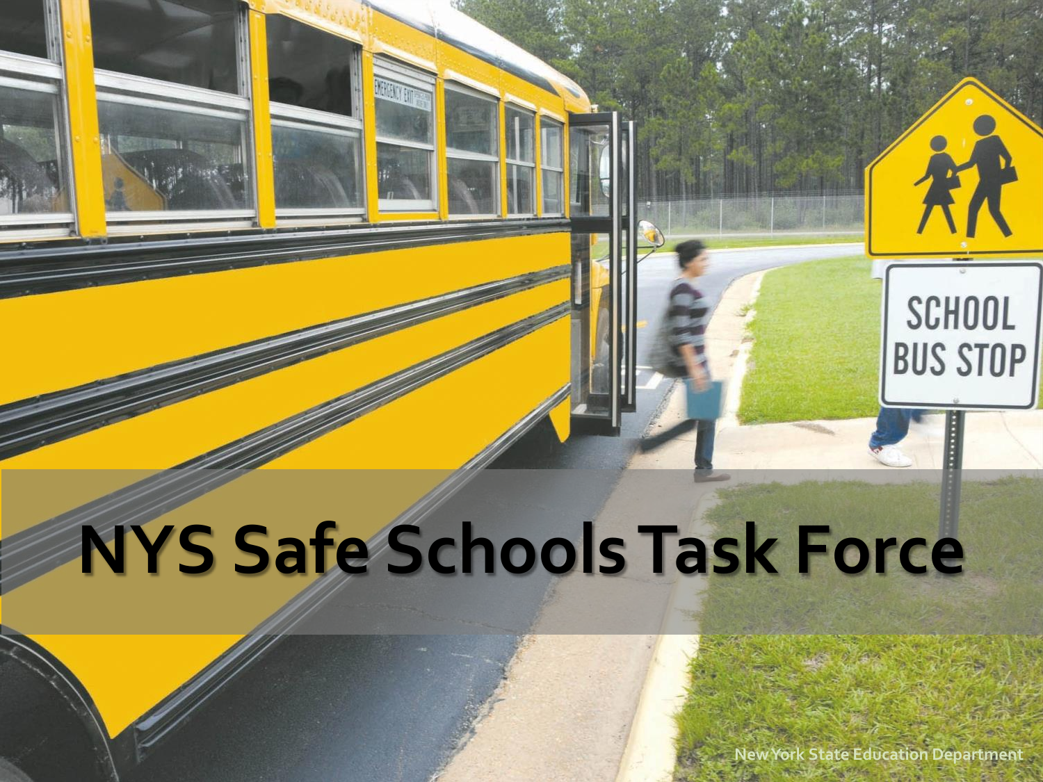# NYS Safe Schools Task Force

New York State Education Department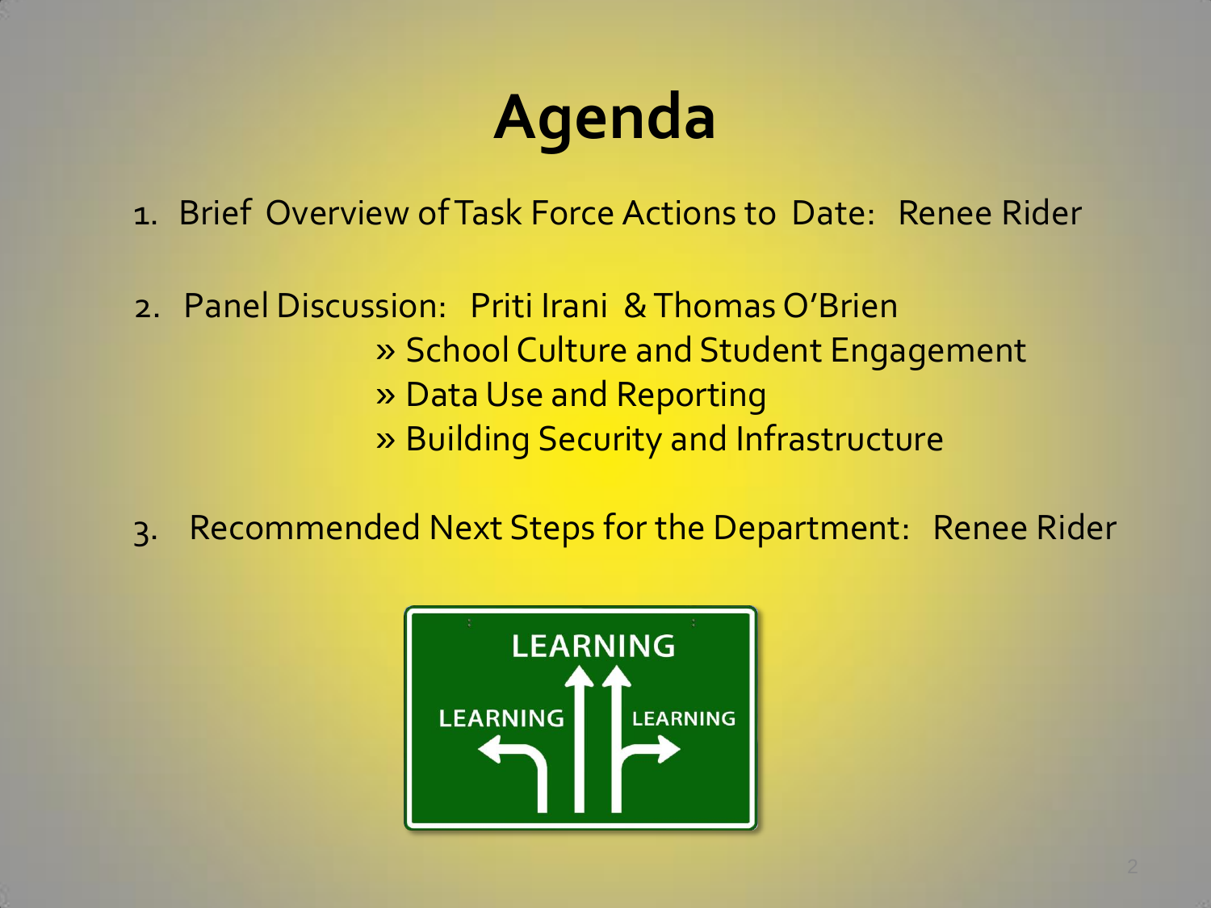# Agenda

1. Brief Overview of Task Force Actions to Date: Renee Rider

2. Panel Discussion: Priti Irani & Thomas O'Brien
   - » School Culture and Student Engagement
   - » Data Use and Reporting
   - » Building Security and Infrastructure

3. Recommended Next Steps for the Department: Renee Rider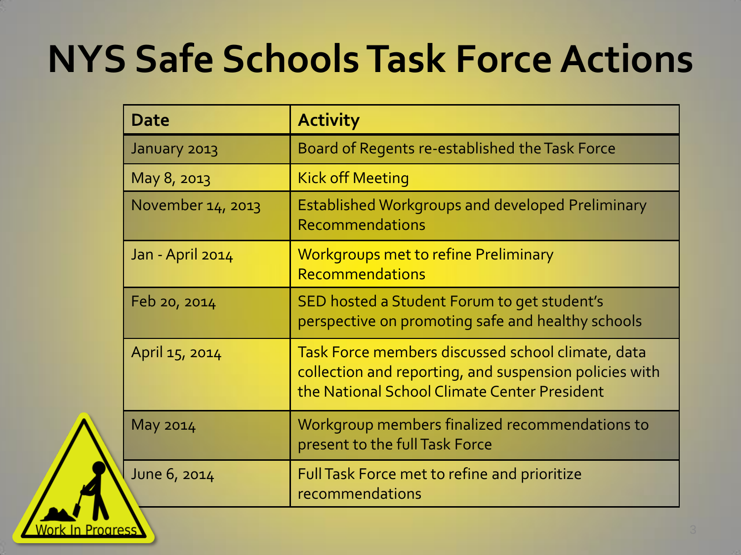# NYS Safe Schools Task Force Actions

| Date | Activity |
|---|---|
| January 2013 | Board of Regents re-established the Task Force |
| May 8, 2013 | Kick off Meeting |
| November 14, 2013 | Established Workgroups and developed Preliminary Recommendations |
| Jan - April 2014 | Workgroups met to refine Preliminary Recommendations |
| Feb 20, 2014 | SED hosted a Student Forum to get student's perspective on promoting safe and healthy schools |
| April 15, 2014 | Task Force members discussed school climate, data collection and reporting, and suspension policies with the National School Climate Center President |
| May 2014 | Workgroup members finalized recommendations to present to the full Task Force |
| June 6, 2014 | Full Task Force met to refine and prioritize recommendations |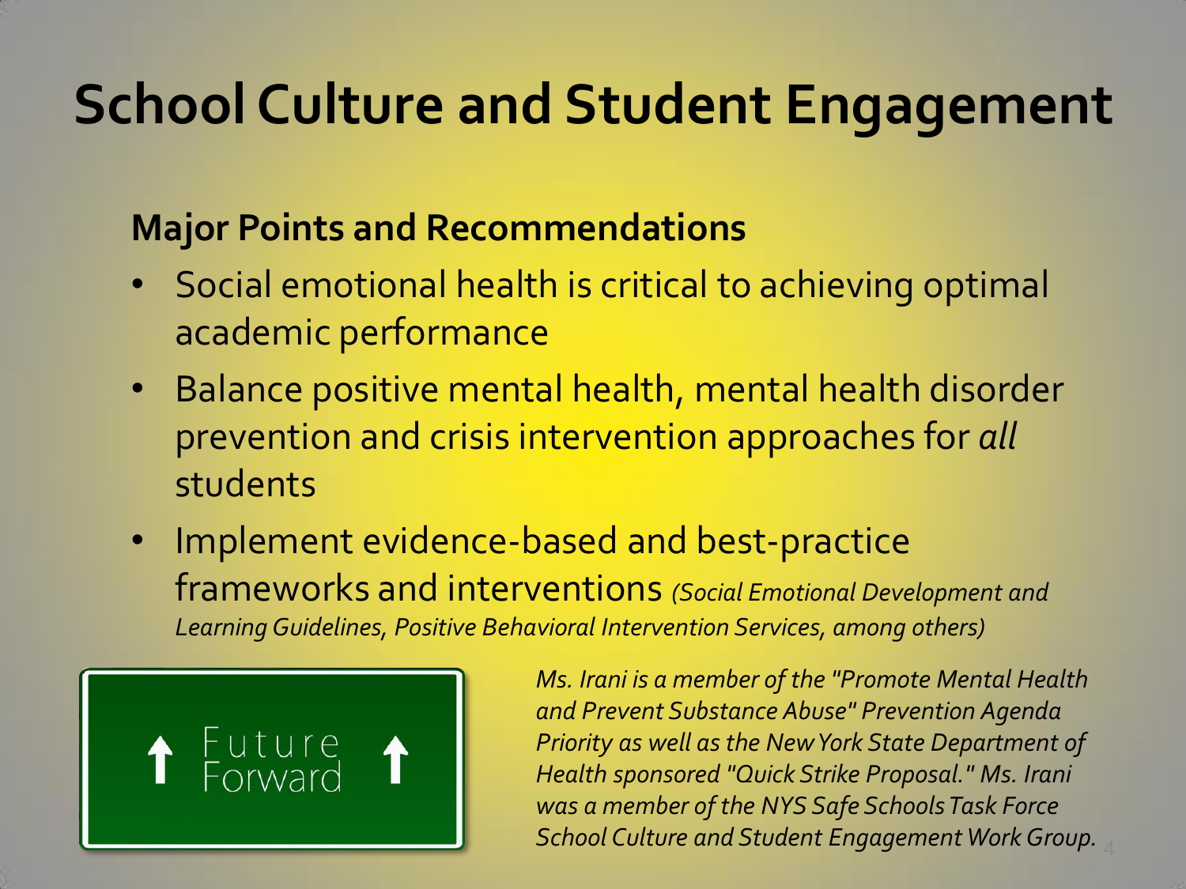# School Culture and Student Engagement

**Major Points and Recommendations**

- Social emotional health is critical to achieving optimal academic performance
- Balance positive mental health, mental health disorder prevention and crisis intervention approaches for *all* students
- Implement evidence-based and best-practice frameworks and interventions *(Social Emotional Development and Learning Guidelines, Positive Behavioral Intervention Services, among others)*

Future Forward

*Ms. Irani is a member of the "Promote Mental Health and Prevent Substance Abuse" Prevention Agenda Priority as well as the New York State Department of Health sponsored "Quick Strike Proposal." Ms. Irani was a member of the NYS Safe Schools Task Force School Culture and Student Engagement Work Group.*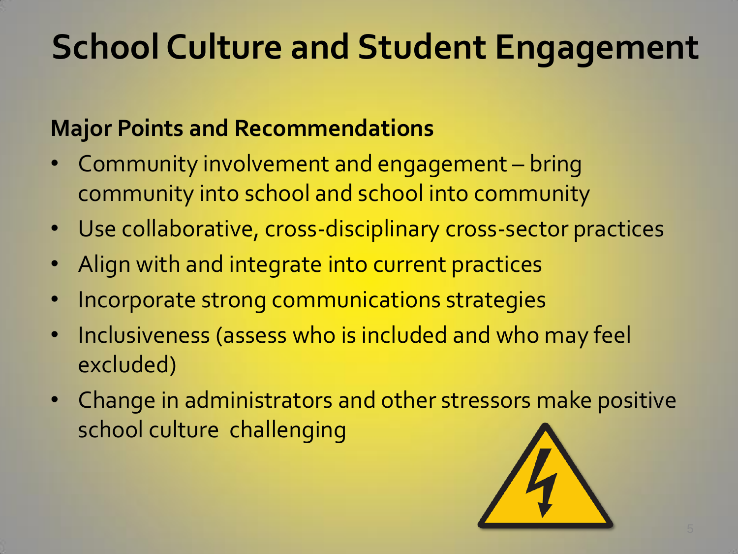# School Culture and Student Engagement

**Major Points and Recommendations**

- Community involvement and engagement – bring community into school and school into community
- Use collaborative, cross-disciplinary cross-sector practices
- Align with and integrate into current practices
- Incorporate strong communications strategies
- Inclusiveness (assess who is included and who may feel excluded)
- Change in administrators and other stressors make positive school culture challenging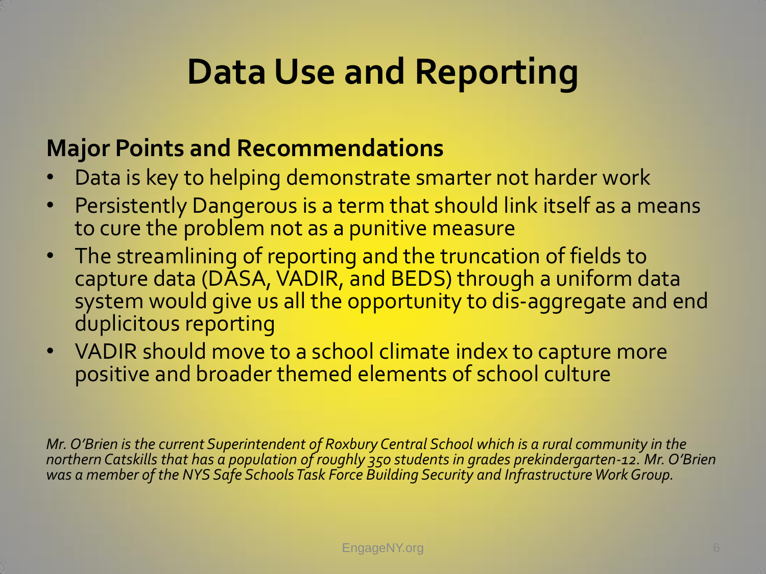# Data Use and Reporting

**Major Points and Recommendations**

- Data is key to helping demonstrate smarter not harder work
- Persistently Dangerous is a term that should link itself as a means to cure the problem not as a punitive measure
- The streamlining of reporting and the truncation of fields to capture data (DASA, VADIR, and BEDS) through a uniform data system would give us all the opportunity to dis-aggregate and end duplicitous reporting
- VADIR should move to a school climate index to capture more positive and broader themed elements of school culture

*Mr. O'Brien is the current Superintendent of Roxbury Central School which is a rural community in the northern Catskills that has a population of roughly 350 students in grades prekindergarten-12. Mr. O'Brien was a member of the NYS Safe Schools Task Force Building Security and Infrastructure Work Group.*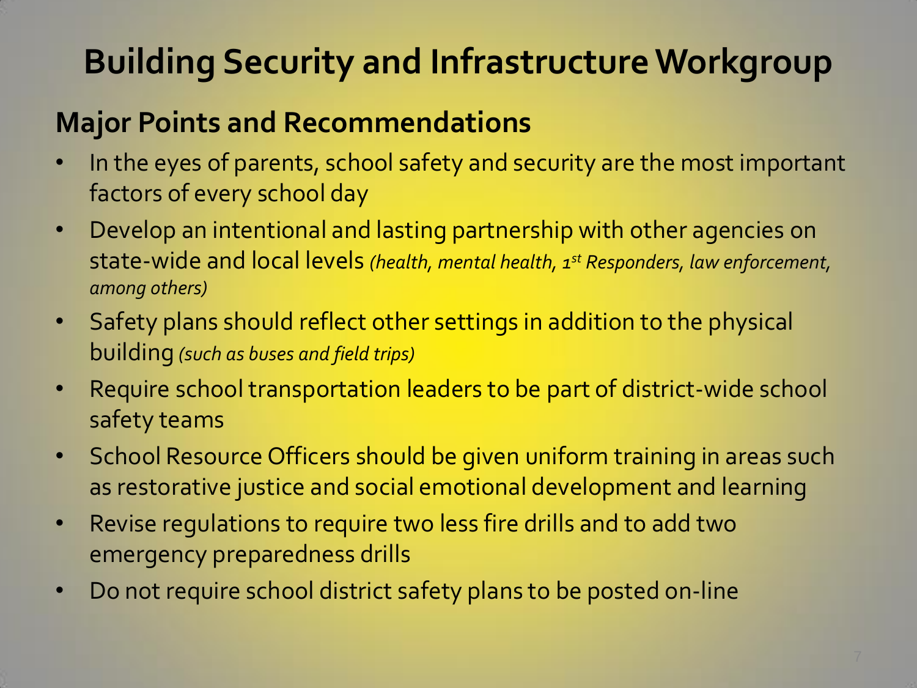# Building Security and Infrastructure Workgroup

## Major Points and Recommendations

- In the eyes of parents, school safety and security are the most important factors of every school day
- Develop an intentional and lasting partnership with other agencies on state-wide and local levels *(health, mental health, 1st Responders, law enforcement, among others)*
- Safety plans should reflect other settings in addition to the physical building *(such as buses and field trips)*
- Require school transportation leaders to be part of district-wide school safety teams
- School Resource Officers should be given uniform training in areas such as restorative justice and social emotional development and learning
- Revise regulations to require two less fire drills and to add two emergency preparedness drills
- Do not require school district safety plans to be posted on-line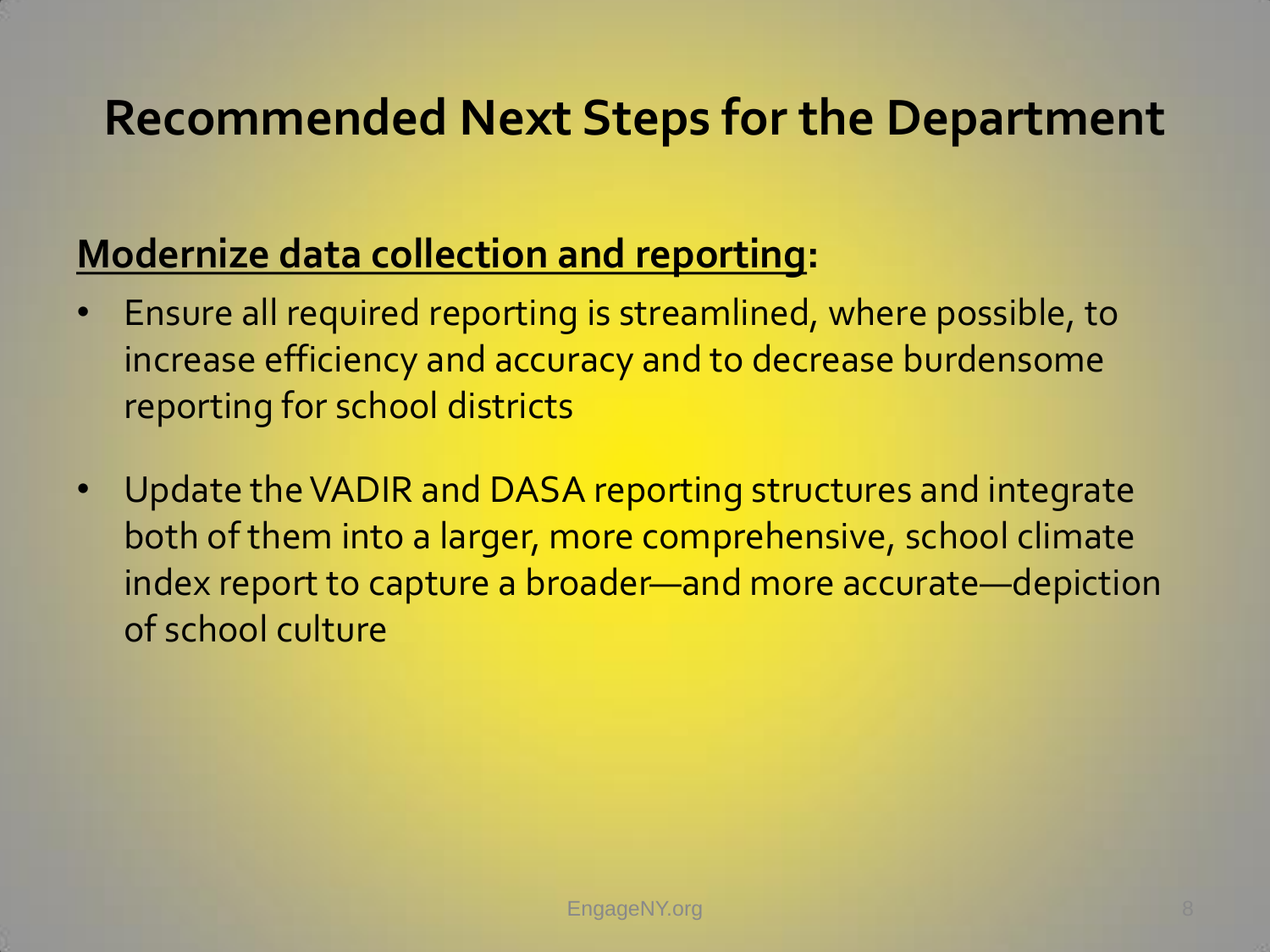# Recommended Next Steps for the Department

**Modernize data collection and reporting:**

- Ensure all required reporting is streamlined, where possible, to increase efficiency and accuracy and to decrease burdensome reporting for school districts
- Update the VADIR and DASA reporting structures and integrate both of them into a larger, more comprehensive, school climate index report to capture a broader—and more accurate—depiction of school culture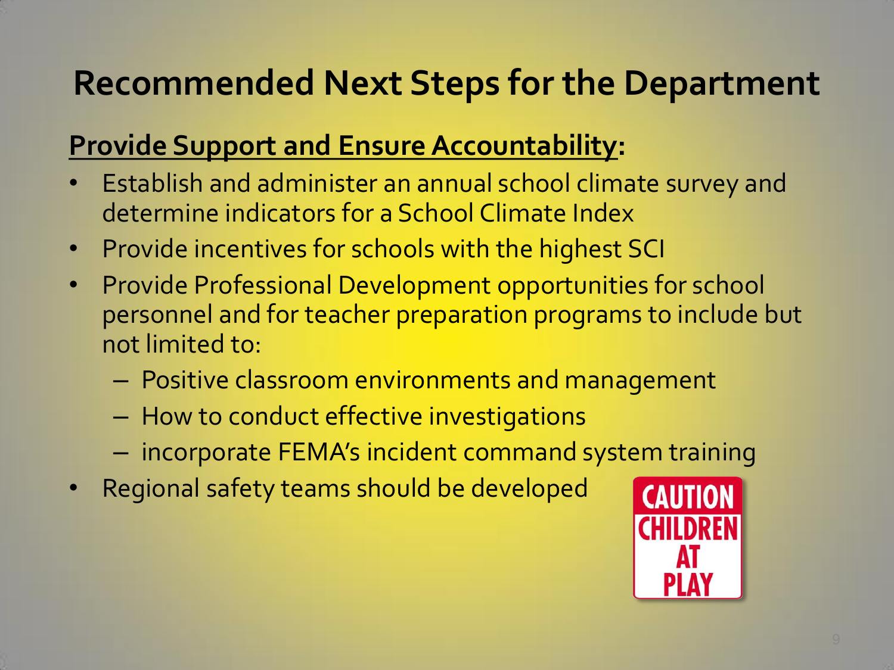# Recommended Next Steps for the Department

**Provide Support and Ensure Accountability:**

- Establish and administer an annual school climate survey and determine indicators for a School Climate Index
- Provide incentives for schools with the highest SCI
- Provide Professional Development opportunities for school personnel and for teacher preparation programs to include but not limited to:
  - Positive classroom environments and management
  - How to conduct effective investigations
  - incorporate FEMA's incident command system training
- Regional safety teams should be developed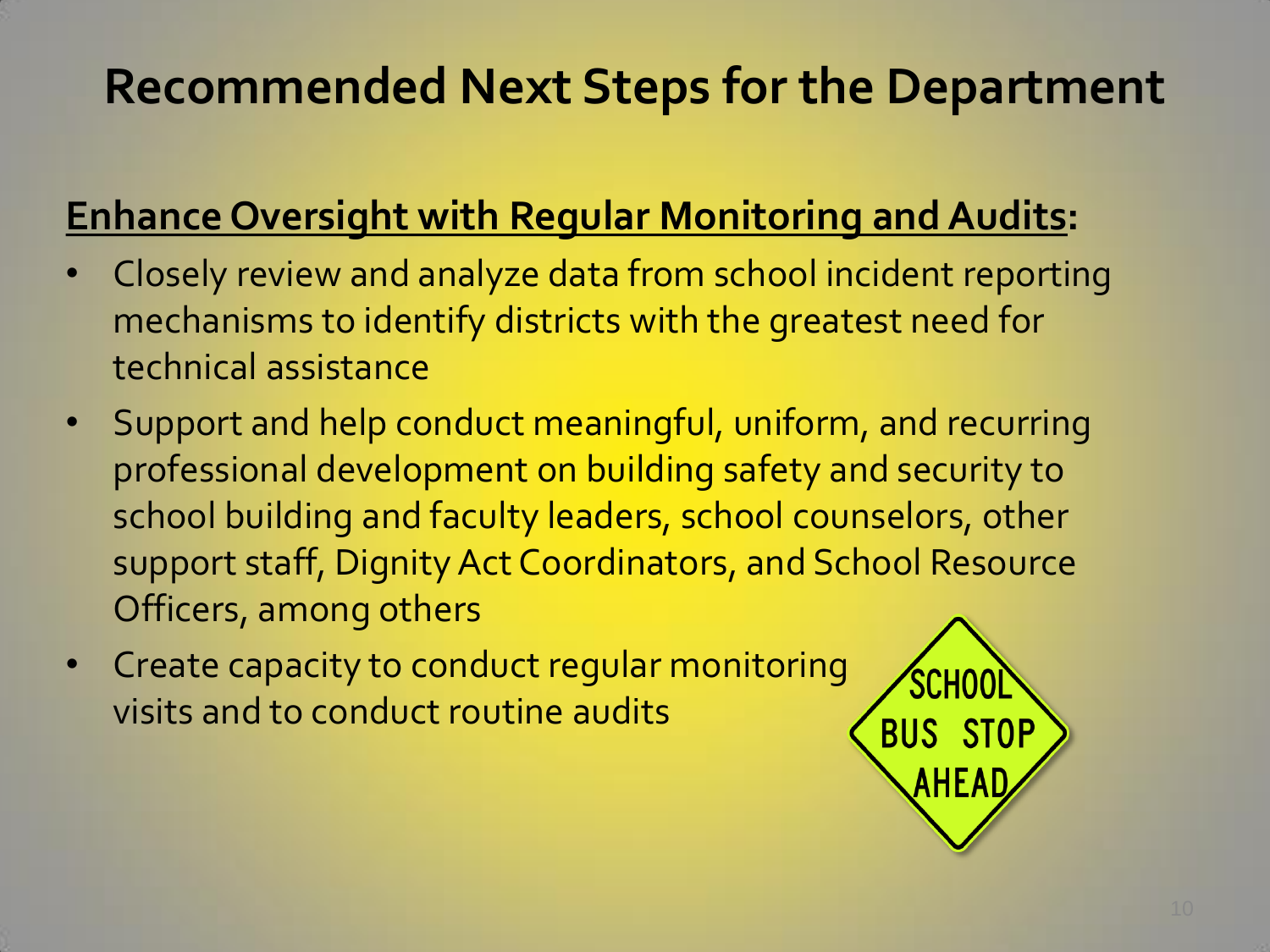# Recommended Next Steps for the Department

**Enhance Oversight with Regular Monitoring and Audits:**

- Closely review and analyze data from school incident reporting mechanisms to identify districts with the greatest need for technical assistance
- Support and help conduct meaningful, uniform, and recurring professional development on building safety and security to school building and faculty leaders, school counselors, other support staff, Dignity Act Coordinators, and School Resource Officers, among others
- Create capacity to conduct regular monitoring visits and to conduct routine audits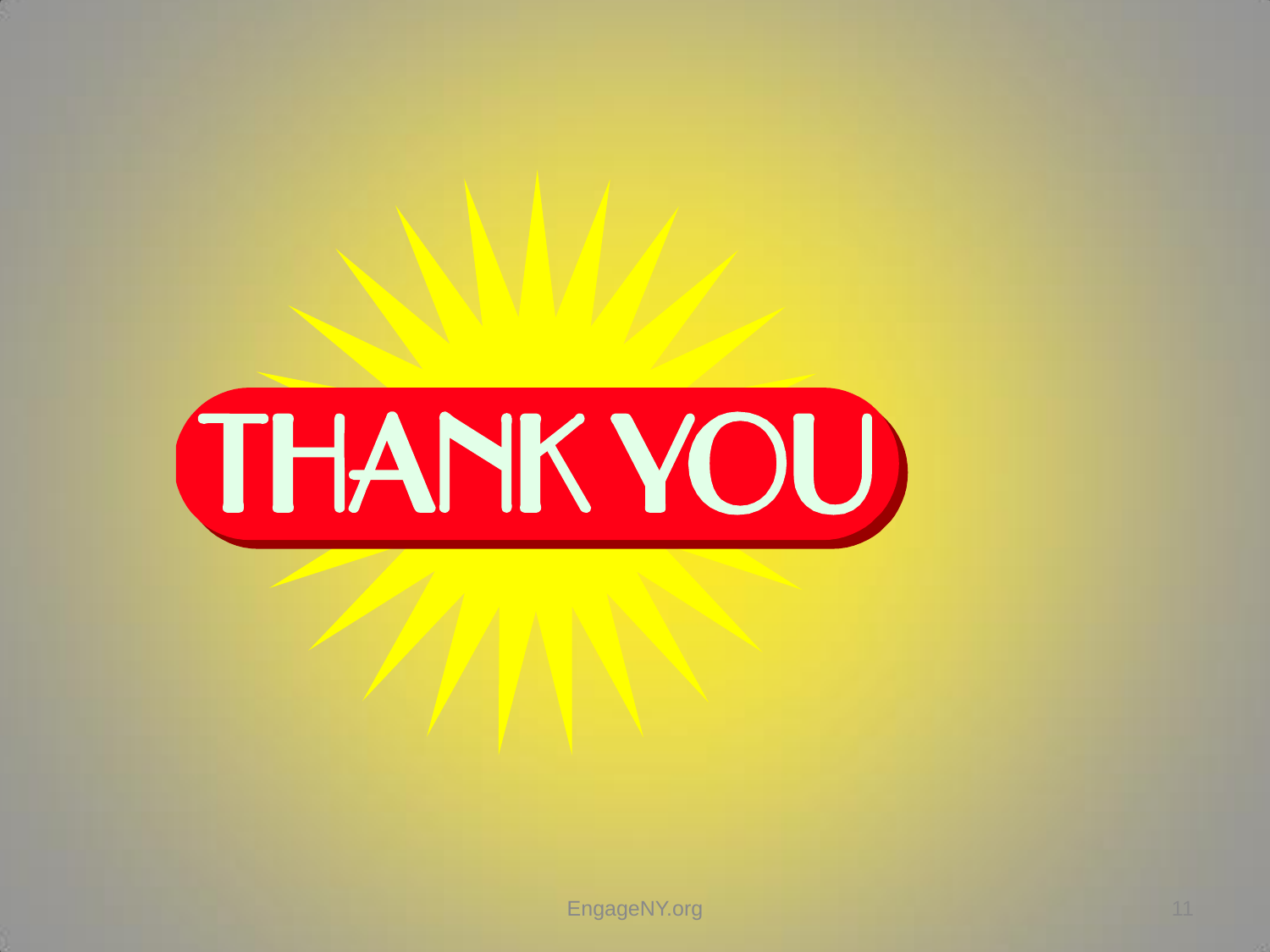THANK YOU